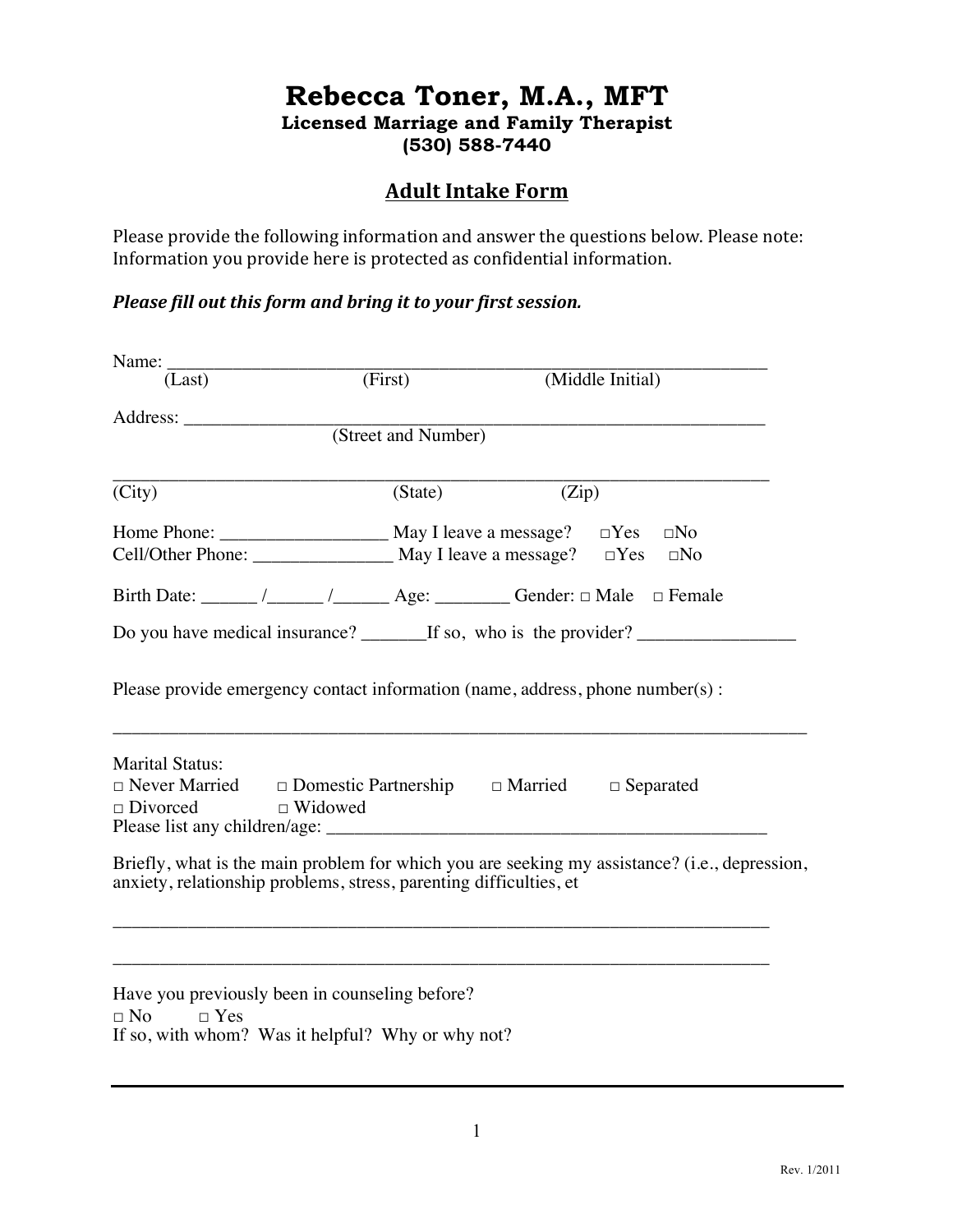# Rebecca Toner, M.A., MFT

**Licensed Marriage and Family Therapist**

**(530) 588-7440**

## Adult Intake Form

Please provide the following information and answer the questions below. Please note: Information you provide here is protected as confidential information.

***Please fill out this form and bring it to your first session.***

Name: ___________________________________________________________________
(Last) (First) (Middle Initial)

Address: ________________________________________________________________
(Street and Number)

_______________________________________________________________________
(City) (State) (Zip)

Home Phone: __________________ May I leave a message? □Yes □No
Cell/Other Phone: _______________ May I leave a message? □Yes □No

Birth Date: ______ /______ /______ Age: ________ Gender: □ Male □ Female

Do you have medical insurance? _______If so, who is the provider? _________________

Please provide emergency contact information (name, address, phone number(s) :

_________________________________________________________________________

Marital Status:
□ Never Married □ Domestic Partnership □ Married □ Separated
□ Divorced □ Widowed
Please list any children/age: _________________________________________________

Briefly, what is the main problem for which you are seeking my assistance? (i.e., depression, anxiety, relationship problems, stress, parenting difficulties, et

_______________________________________________________________________

_______________________________________________________________________

Have you previously been in counseling before?
□ No □ Yes
If so, with whom? Was it helpful? Why or why not?

Rev. 1/2011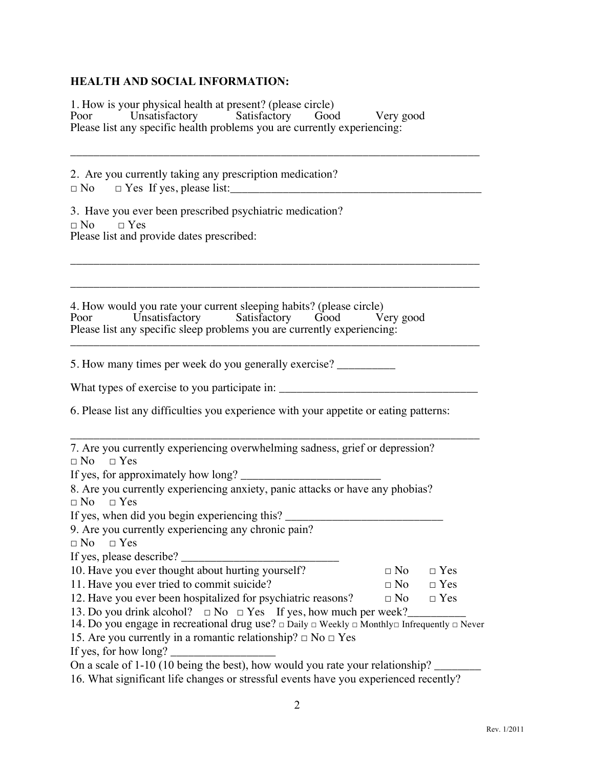### HEALTH AND SOCIAL INFORMATION:

1. How is your physical health at present? (please circle)
Poor Unsatisfactory Satisfactory Good Very good
Please list any specific health problems you are currently experiencing:

_______________________________________________________________________

2. Are you currently taking any prescription medication?
□ No □ Yes If yes, please list:___________________________________________

3. Have you ever been prescribed psychiatric medication?
□ No □ Yes
Please list and provide dates prescribed:

_______________________________________________________________________

_______________________________________________________________________

4. How would you rate your current sleeping habits? (please circle)
Poor Unsatisfactory Satisfactory Good Very good
Please list any specific sleep problems you are currently experiencing:
_______________________________________________________________________

5. How many times per week do you generally exercise? __________

What types of exercise to you participate in: __________________________________

6. Please list any difficulties you experience with your appetite or eating patterns:

_______________________________________________________________________

7. Are you currently experiencing overwhelming sadness, grief or depression?
□ No □ Yes
If yes, for approximately how long? ________________________
8. Are you currently experiencing anxiety, panic attacks or have any phobias?
□ No □ Yes
If yes, when did you begin experiencing this? ___________________________
9. Are you currently experiencing any chronic pain?
□ No □ Yes
If yes, please describe? ___________________________
10. Have you ever thought about hurting yourself? □ No □ Yes
11. Have you ever tried to commit suicide? □ No □ Yes
12. Have you ever been hospitalized for psychiatric reasons? □ No □ Yes
13. Do you drink alcohol? □ No □ Yes If yes, how much per week?__________
14. Do you engage in recreational drug use? □ Daily □ Weekly □ Monthly □ Infrequently □ Never
15. Are you currently in a romantic relationship? □ No □ Yes
If yes, for how long? __________________
On a scale of 1-10 (10 being the best), how would you rate your relationship? ________
16. What significant life changes or stressful events have you experienced recently?

Rev. 1/2011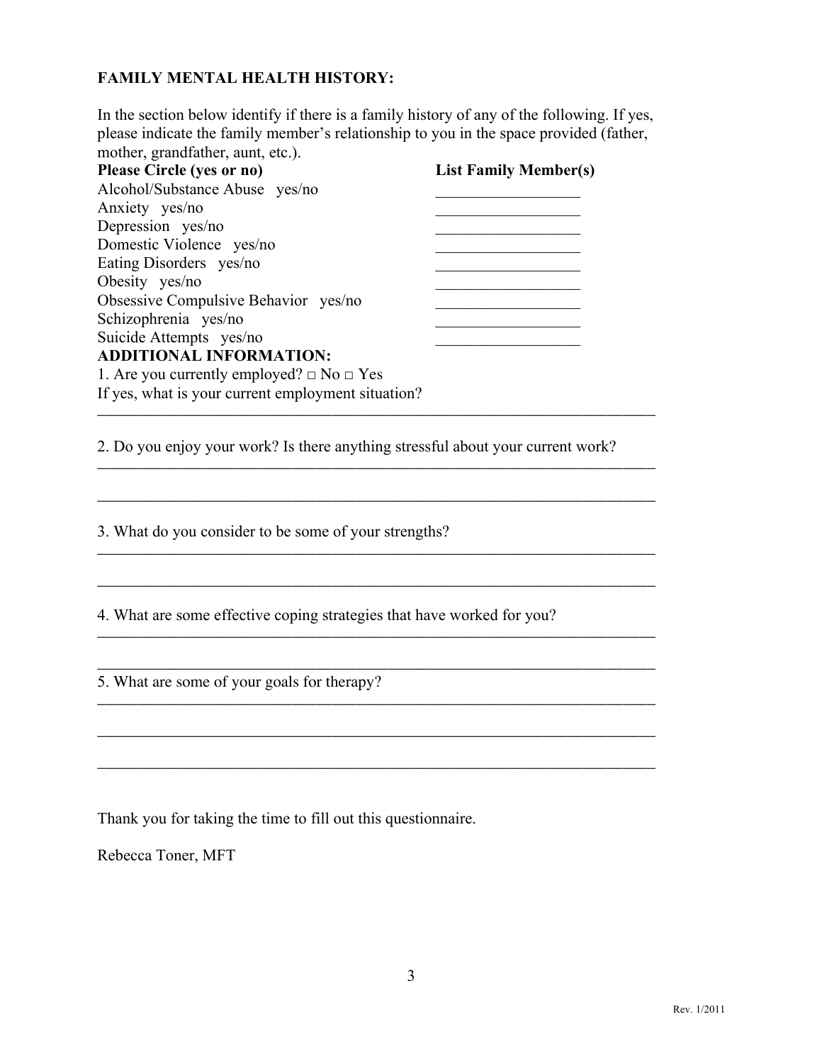**FAMILY MENTAL HEALTH HISTORY:**

In the section below identify if there is a family history of any of the following. If yes, please indicate the family member's relationship to you in the space provided (father, mother, grandfather, aunt, etc.).

| **Please Circle (yes or no)** | **List Family Member(s)** |
| --- | --- |
| Alcohol/Substance Abuse yes/no | __________________ |
| Anxiety yes/no | __________________ |
| Depression yes/no | __________________ |
| Domestic Violence yes/no | __________________ |
| Eating Disorders yes/no | __________________ |
| Obesity yes/no | __________________ |
| Obsessive Compulsive Behavior yes/no | __________________ |
| Schizophrenia yes/no | __________________ |
| Suicide Attempts yes/no | __________________ |

**ADDITIONAL INFORMATION:**

1. Are you currently employed? □ No □ Yes
If yes, what is your current employment situation?
________________________________________________________________________

2. Do you enjoy your work? Is there anything stressful about your current work?
________________________________________________________________________

________________________________________________________________________

3. What do you consider to be some of your strengths?
________________________________________________________________________

________________________________________________________________________

4. What are some effective coping strategies that have worked for you?
________________________________________________________________________

________________________________________________________________________

5. What are some of your goals for therapy?
________________________________________________________________________

________________________________________________________________________

________________________________________________________________________

Thank you for taking the time to fill out this questionnaire.

Rebecca Toner, MFT

Rev. 1/2011